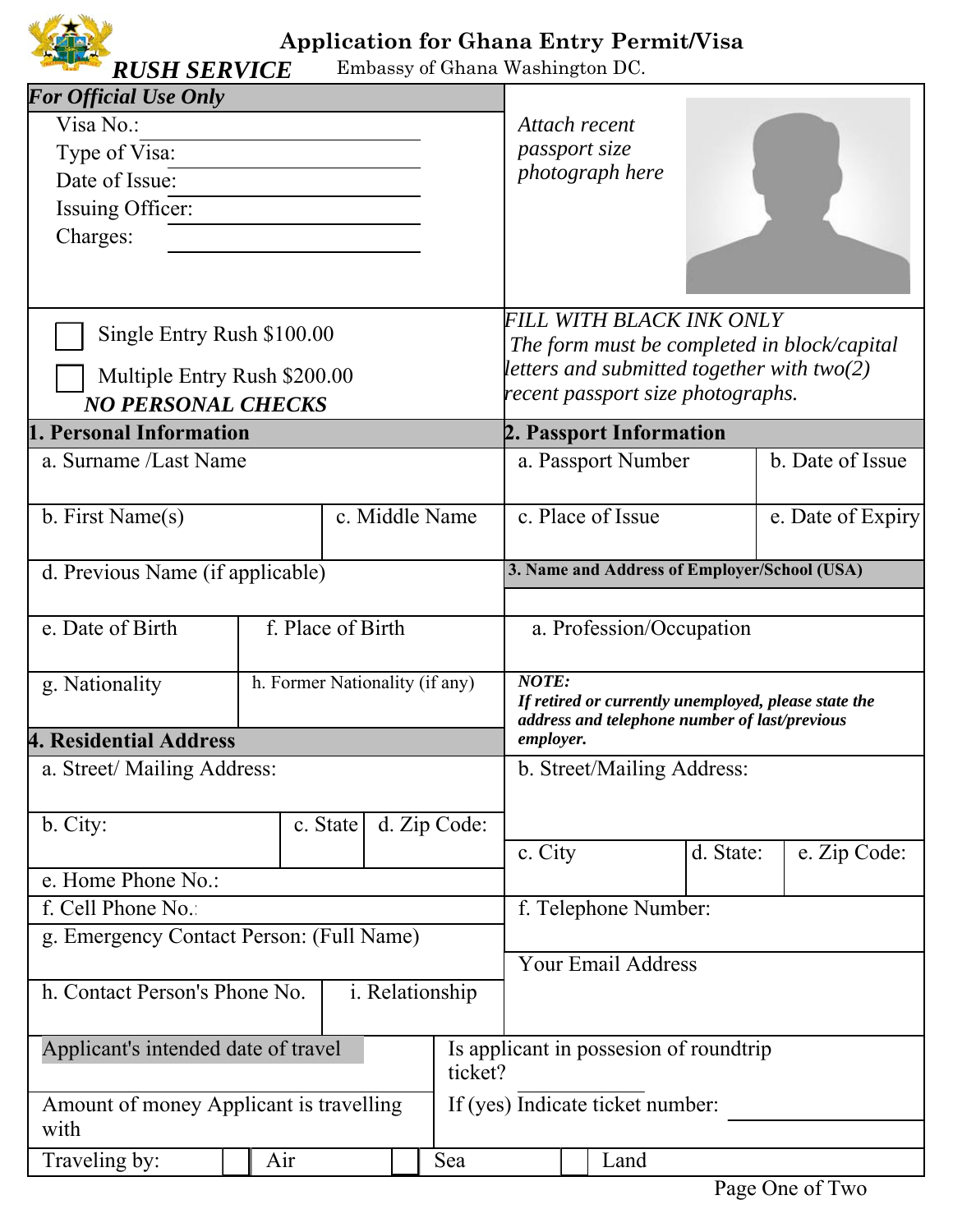# Application for Ghana Entry Permit/Visa

***RUSH SERVICE*** Embassy of Ghana Washington DC.

***For Official Use Only***

Visa No.: ____________________

Type of Visa: ____________________

Date of Issue: ____________________

Issuing Officer: ____________________

Charges: ____________________

*Attach recent passport size photograph here*

☐ Single Entry Rush $100.00

☐ Multiple Entry Rush $200.00

***NO PERSONAL CHECKS***

*FILL WITH BLACK INK ONLY*
*The form must be completed in block/capital letters and submitted together with two(2) recent passport size photographs.*

## 1. Personal Information

| a. Surname /Last Name | |
|---|---|
| b. First Name(s) | c. Middle Name |
| d. Previous Name (if applicable) | |
| e. Date of Birth | f. Place of Birth |
| g. Nationality | h. Former Nationality (if any) |

## 2. Passport Information

| a. Passport Number | b. Date of Issue |
|---|---|
| c. Place of Issue | e. Date of Expiry |

## 3. Name and Address of Employer/School (USA)

a. Profession/Occupation

***NOTE:***
***If retired or currently unemployed, please state the address and telephone number of last/previous employer.***

b. Street/Mailing Address:

| c. City | d. State: | e. Zip Code: |
|---|---|---|

f. Telephone Number:

Your Email Address

## 4. Residential Address

a. Street/ Mailing Address:

| b. City: | c. State | d. Zip Code: |
|---|---|---|

e. Home Phone No.:

f. Cell Phone No.:

g. Emergency Contact Person: (Full Name)

| h. Contact Person's Phone No. | i. Relationship |
|---|---|

Applicant's intended date of travel

Is applicant in possesion of roundtrip ticket?

Amount of money Applicant is travelling with

If (yes) Indicate ticket number: ____________________

Traveling by: ☐ Air ☐ Sea ☐ Land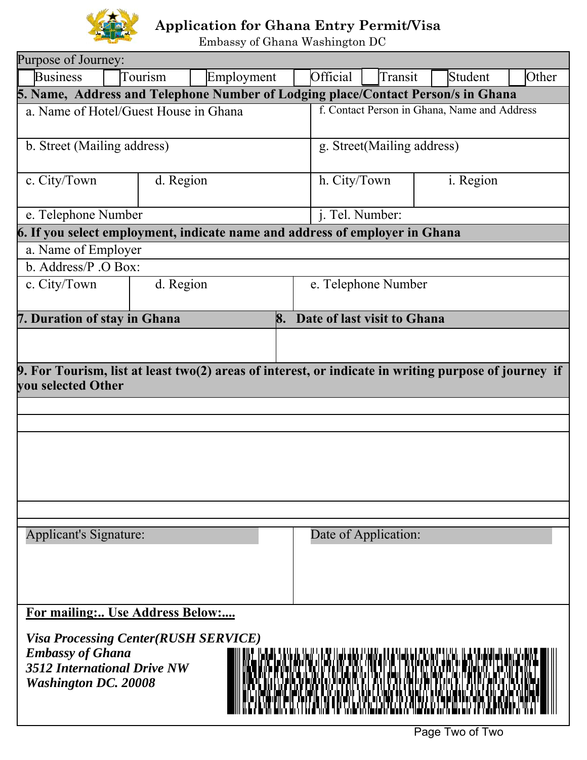# Application for Ghana Entry Permit/Visa

Embassy of Ghana Washington DC

| Purpose of Journey: | | | | | | |
|---|---|---|---|---|---|---|
| ☐ Business | ☐ Tourism | ☐ Employment | ☐ Official | ☐ Transit | ☐ Student | ☐ Other |

**5. Name, Address and Telephone Number of Lodging place/Contact Person/s in Ghana**

| | | | |
|---|---|---|---|
| a. Name of Hotel/Guest House in Ghana | | f. Contact Person in Ghana, Name and Address | |
| b. Street (Mailing address) | | g. Street(Mailing address) | |
| c. City/Town | d. Region | h. City/Town | i. Region |
| e. Telephone Number | | j. Tel. Number: | |

**6. If you select employment, indicate name and address of employer in Ghana**

| | | |
|---|---|---|
| a. Name of Employer | | |
| b. Address/P .O Box: | | |
| c. City/Town | d. Region | e. Telephone Number |

| 7. Duration of stay in Ghana | 8. Date of last visit to Ghana |
|---|---|
| | |

**9. For Tourism, list at least two(2) areas of interest, or indicate in writing purpose of journey if you selected Other**

| Applicant's Signature: | Date of Application: |
|---|---|
| | |

**For mailing:.. Use Address Below:....**

***Visa Processing Center(RUSH SERVICE)***
***Embassy of Ghana***
***3512 International Drive NW***
***Washington DC. 20008***